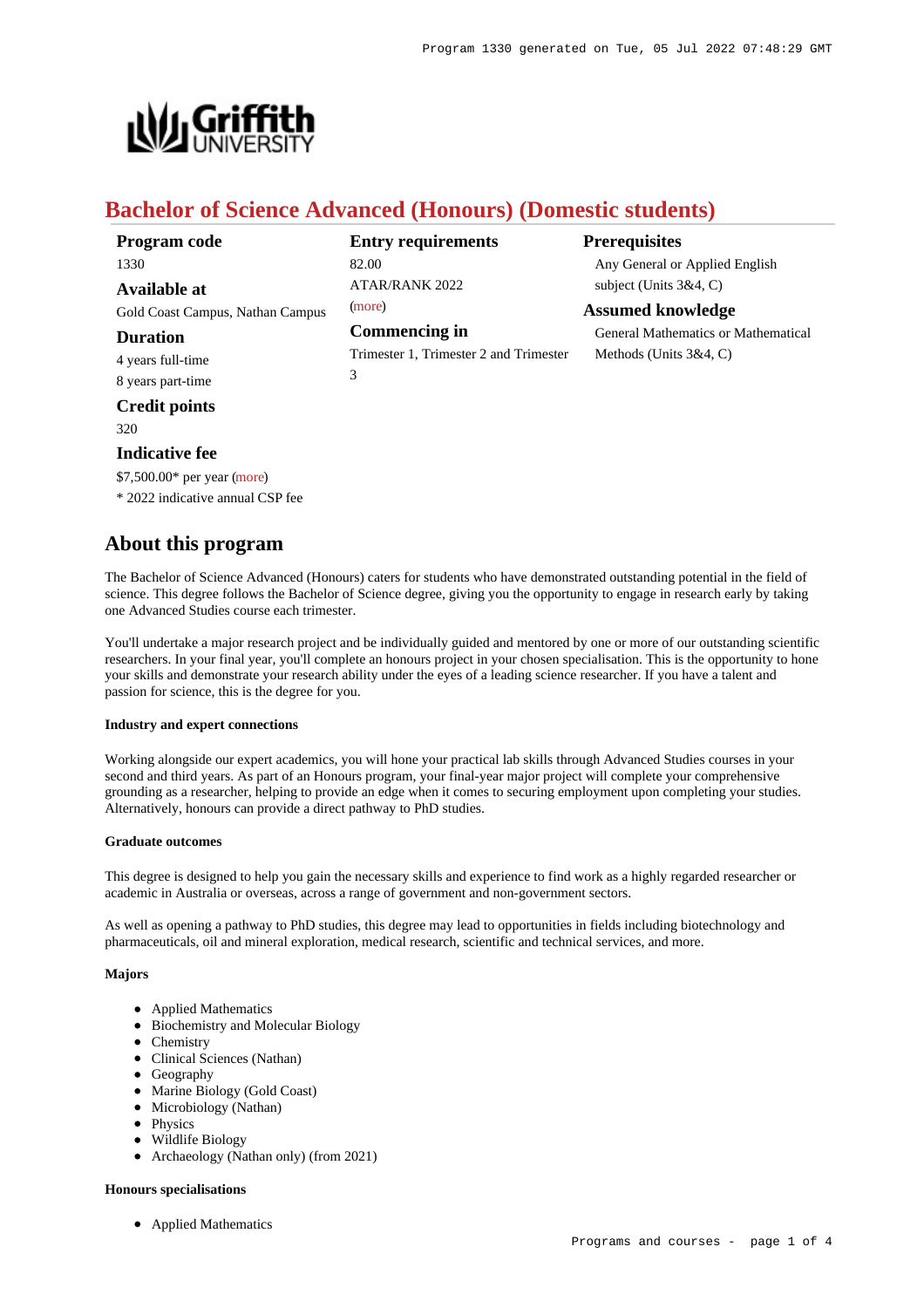# Bachelor of Science Advanced (Honours) (Domestic students)

**Program code**
1330

**Available at**
Gold Coast Campus, Nathan Campus

**Duration**
4 years full-time
8 years part-time

**Credit points**
320

**Indicative fee**
$7,500.00* per year (more)
* 2022 indicative annual CSP fee

**Entry requirements**
82.00
ATAR/RANK 2022
(more)

**Commencing in**
Trimester 1, Trimester 2 and Trimester 3

**Prerequisites**
Any General or Applied English subject (Units 3&4, C)

**Assumed knowledge**
General Mathematics or Mathematical Methods (Units 3&4, C)

## About this program

The Bachelor of Science Advanced (Honours) caters for students who have demonstrated outstanding potential in the field of science. This degree follows the Bachelor of Science degree, giving you the opportunity to engage in research early by taking one Advanced Studies course each trimester.

You'll undertake a major research project and be individually guided and mentored by one or more of our outstanding scientific researchers. In your final year, you'll complete an honours project in your chosen specialisation. This is the opportunity to hone your skills and demonstrate your research ability under the eyes of a leading science researcher. If you have a talent and passion for science, this is the degree for you.

#### Industry and expert connections

Working alongside our expert academics, you will hone your practical lab skills through Advanced Studies courses in your second and third years. As part of an Honours program, your final-year major project will complete your comprehensive grounding as a researcher, helping to provide an edge when it comes to securing employment upon completing your studies. Alternatively, honours can provide a direct pathway to PhD studies.

#### Graduate outcomes

This degree is designed to help you gain the necessary skills and experience to find work as a highly regarded researcher or academic in Australia or overseas, across a range of government and non-government sectors.

As well as opening a pathway to PhD studies, this degree may lead to opportunities in fields including biotechnology and pharmaceuticals, oil and mineral exploration, medical research, scientific and technical services, and more.

#### Majors

- Applied Mathematics
- Biochemistry and Molecular Biology
- Chemistry
- Clinical Sciences (Nathan)
- Geography
- Marine Biology (Gold Coast)
- Microbiology (Nathan)
- Physics
- Wildlife Biology
- Archaeology (Nathan only) (from 2021)

#### Honours specialisations

- Applied Mathematics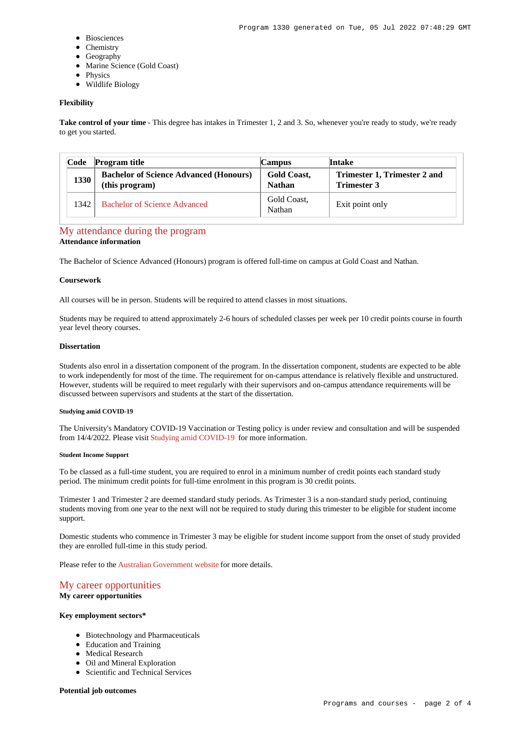- Biosciences
- Chemistry
- Geography
- Marine Science (Gold Coast)
- Physics
- Wildlife Biology

**Flexibility**

**Take control of your time** - This degree has intakes in Trimester 1, 2 and 3. So, whenever you're ready to study, we're ready to get you started.

| Code | Program title | Campus | Intake |
|---|---|---|---|
| **1330** | **Bachelor of Science Advanced (Honours) (this program)** | **Gold Coast, Nathan** | **Trimester 1, Trimester 2 and Trimester 3** |
| 1342 | Bachelor of Science Advanced | Gold Coast, Nathan | Exit point only |

## My attendance during the program

**Attendance information**

The Bachelor of Science Advanced (Honours) program is offered full-time on campus at Gold Coast and Nathan.

**Coursework**

All courses will be in person. Students will be required to attend classes in most situations.

Students may be required to attend approximately 2-6 hours of scheduled classes per week per 10 credit points course in fourth year level theory courses.

**Dissertation**

Students also enrol in a dissertation component of the program. In the dissertation component, students are expected to be able to work independently for most of the time. The requirement for on-campus attendance is relatively flexible and unstructured. However, students will be required to meet regularly with their supervisors and on-campus attendance requirements will be discussed between supervisors and students at the start of the dissertation.

**Studying amid COVID-19**

The University's Mandatory COVID-19 Vaccination or Testing policy is under review and consultation and will be suspended from 14/4/2022. Please visit Studying amid COVID-19 for more information.

**Student Income Support**

To be classed as a full-time student, you are required to enrol in a minimum number of credit points each standard study period. The minimum credit points for full-time enrolment in this program is 30 credit points.

Trimester 1 and Trimester 2 are deemed standard study periods. As Trimester 3 is a non-standard study period, continuing students moving from one year to the next will not be required to study during this trimester to be eligible for student income support.

Domestic students who commence in Trimester 3 may be eligible for student income support from the onset of study provided they are enrolled full-time in this study period.

Please refer to the Australian Government website for more details.

## My career opportunities

**My career opportunities**

**Key employment sectors***

- Biotechnology and Pharmaceuticals
- Education and Training
- Medical Research
- Oil and Mineral Exploration
- Scientific and Technical Services

**Potential job outcomes**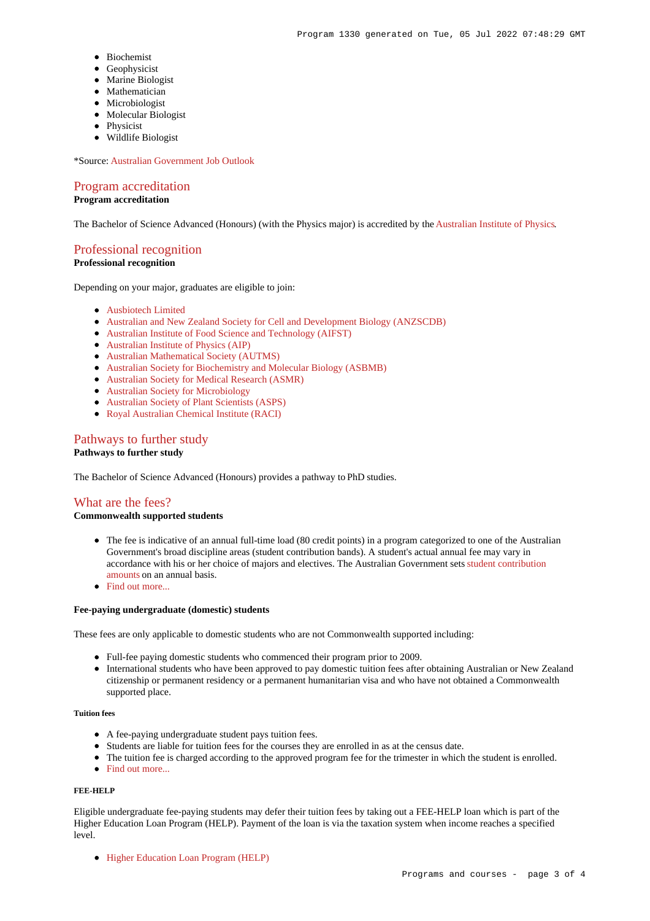- Biochemist
- Geophysicist
- Marine Biologist
- Mathematician
- Microbiologist
- Molecular Biologist
- Physicist
- Wildlife Biologist

*Source: Australian Government Job Outlook

## Program accreditation

**Program accreditation**

The Bachelor of Science Advanced (Honours) (with the Physics major) is accredited by the Australian Institute of Physics.

## Professional recognition

**Professional recognition**

Depending on your major, graduates are eligible to join:

- Ausbiotech Limited
- Australian and New Zealand Society for Cell and Development Biology (ANZSCDB)
- Australian Institute of Food Science and Technology (AIFST)
- Australian Institute of Physics (AIP)
- Australian Mathematical Society (AUTMS)
- Australian Society for Biochemistry and Molecular Biology (ASBMB)
- Australian Society for Medical Research (ASMR)
- Australian Society for Microbiology
- Australian Society of Plant Scientists (ASPS)
- Royal Australian Chemical Institute (RACI)

## Pathways to further study

**Pathways to further study**

The Bachelor of Science Advanced (Honours) provides a pathway to PhD studies.

## What are the fees?

**Commonwealth supported students**

- The fee is indicative of an annual full-time load (80 credit points) in a program categorized to one of the Australian Government's broad discipline areas (student contribution bands). A student's actual annual fee may vary in accordance with his or her choice of majors and electives. The Australian Government sets student contribution amounts on an annual basis.
- Find out more...

**Fee-paying undergraduate (domestic) students**

These fees are only applicable to domestic students who are not Commonwealth supported including:

- Full-fee paying domestic students who commenced their program prior to 2009.
- International students who have been approved to pay domestic tuition fees after obtaining Australian or New Zealand citizenship or permanent residency or a permanent humanitarian visa and who have not obtained a Commonwealth supported place.

**Tuition fees**

- A fee-paying undergraduate student pays tuition fees.
- Students are liable for tuition fees for the courses they are enrolled in as at the census date.
- The tuition fee is charged according to the approved program fee for the trimester in which the student is enrolled.
- Find out more...

**FEE-HELP**

Eligible undergraduate fee-paying students may defer their tuition fees by taking out a FEE-HELP loan which is part of the Higher Education Loan Program (HELP). Payment of the loan is via the taxation system when income reaches a specified level.

- Higher Education Loan Program (HELP)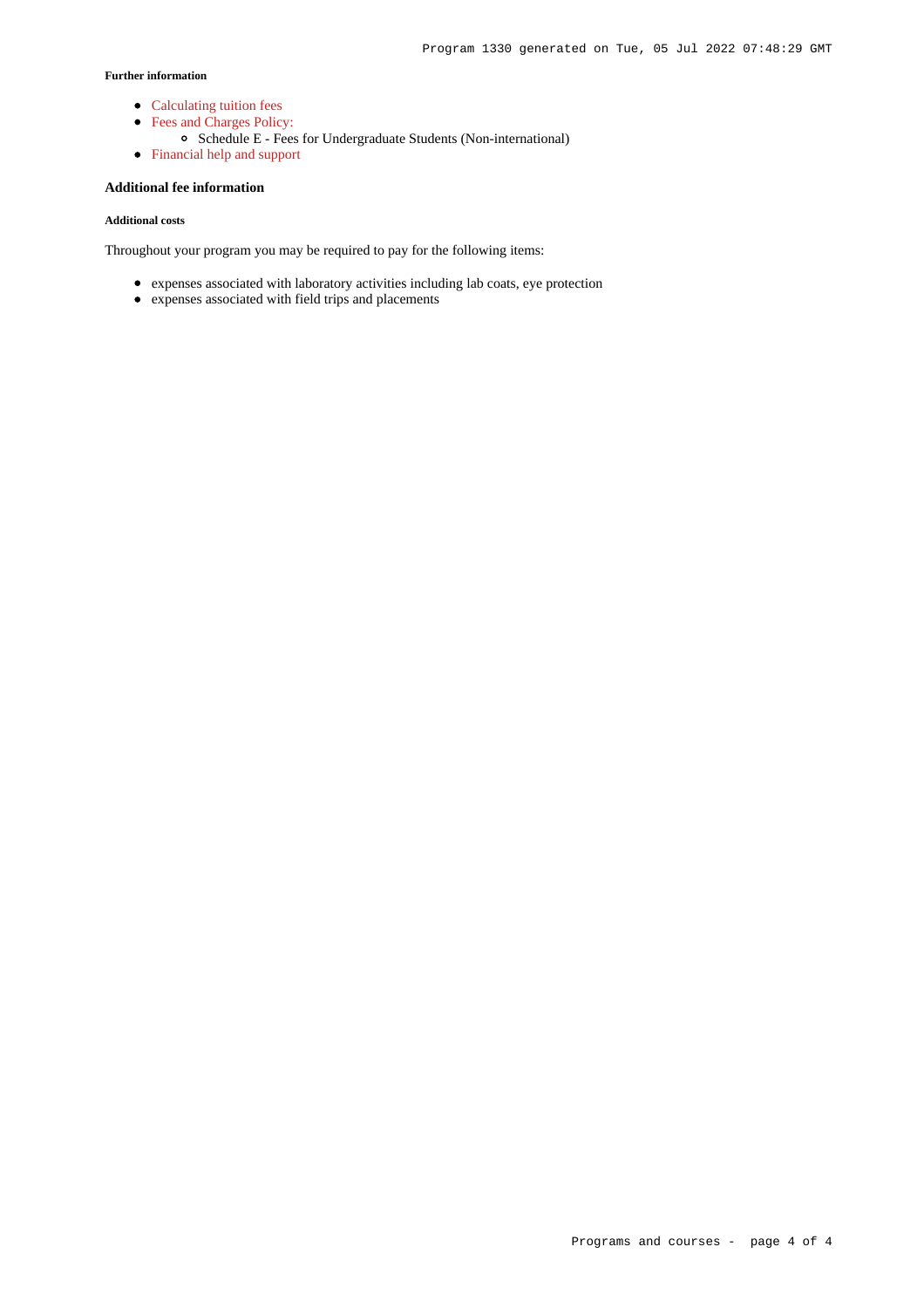#### Further information

- Calculating tuition fees
- Fees and Charges Policy:
    - Schedule E - Fees for Undergraduate Students (Non-international)
- Financial help and support

### Additional fee information

#### Additional costs

Throughout your program you may be required to pay for the following items:

- expenses associated with laboratory activities including lab coats, eye protection
- expenses associated with field trips and placements